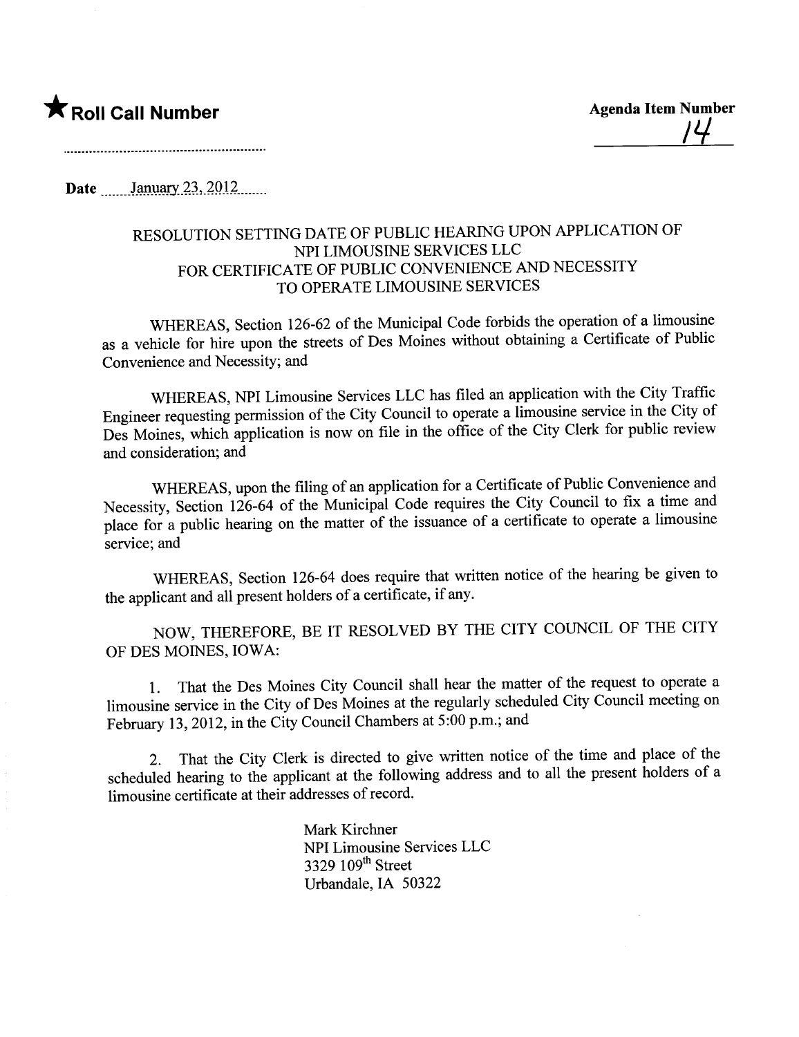★ **Roll Call Number**

**Agenda Item Number**

14

Date January 23, 2012

# RESOLUTION SETTING DATE OF PUBLIC HEARING UPON APPLICATION OF NPI LIMOUSINE SERVICES LLC FOR CERTIFICATE OF PUBLIC CONVENIENCE AND NECESSITY TO OPERATE LIMOUSINE SERVICES

WHEREAS, Section 126-62 of the Municipal Code forbids the operation of a limousine as a vehicle for hire upon the streets of Des Moines without obtaining a Certificate of Public Convenience and Necessity; and

WHEREAS, NPI Limousine Services LLC has filed an application with the City Traffic Engineer requesting permission of the City Council to operate a limousine service in the City of Des Moines, which application is now on file in the office of the City Clerk for public review and consideration; and

WHEREAS, upon the filing of an application for a Certificate of Public Convenience and Necessity, Section 126-64 of the Municipal Code requires the City Council to fix a time and place for a public hearing on the matter of the issuance of a certificate to operate a limousine service; and

WHEREAS, Section 126-64 does require that written notice of the hearing be given to the applicant and all present holders of a certificate, if any.

NOW, THEREFORE, BE IT RESOLVED BY THE CITY COUNCIL OF THE CITY OF DES MOINES, IOWA:

1. That the Des Moines City Council shall hear the matter of the request to operate a limousine service in the City of Des Moines at the regularly scheduled City Council meeting on February 13, 2012, in the City Council Chambers at 5:00 p.m.; and

2. That the City Clerk is directed to give written notice of the time and place of the scheduled hearing to the applicant at the following address and to all the present holders of a limousine certificate at their addresses of record.

Mark Kirchner
NPI Limousine Services LLC
3329 109th Street
Urbandale, IA 50322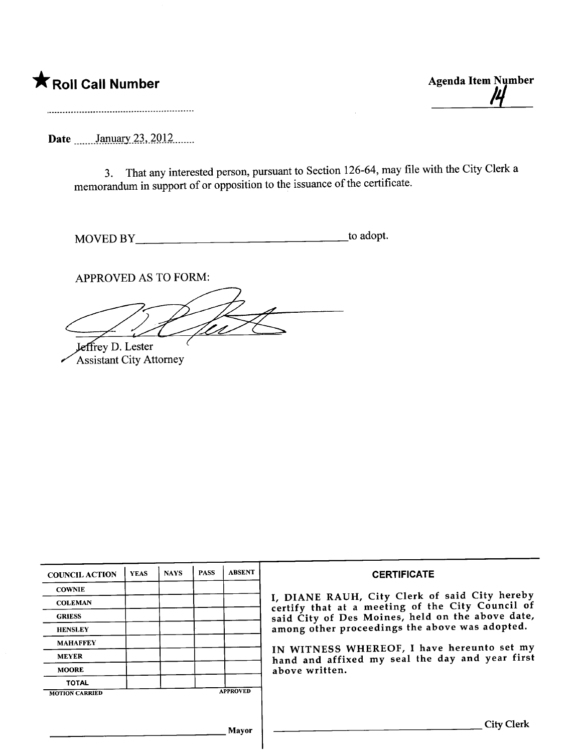★ **Roll Call Number**

..........................................................

**Agenda Item Number**

14

**Date** January 23, 2012

3. That any interested person, pursuant to Section 126-64, may file with the City Clerk a memorandum in support of or opposition to the issuance of the certificate.

MOVED BY_________________________________to adopt.

APPROVED AS TO FORM:

Jeffrey D. Lester
Assistant City Attorney

| COUNCIL ACTION | YEAS | NAYS | PASS | ABSENT |
|---|---|---|---|---|
| COWNIE | | | | |
| COLEMAN | | | | |
| GRIESS | | | | |
| HENSLEY | | | | |
| MAHAFFEY | | | | |
| MEYER | | | | |
| MOORE | | | | |
| TOTAL | | | | |

MOTION CARRIED APPROVED

_________________________________ Mayor

**CERTIFICATE**

I, DIANE RAUH, City Clerk of said City hereby certify that at a meeting of the City Council of said City of Des Moines, held on the above date, among other proceedings the above was adopted.

IN WITNESS WHEREOF, I have hereunto set my hand and affixed my seal the day and year first above written.

_________________________________ City Clerk